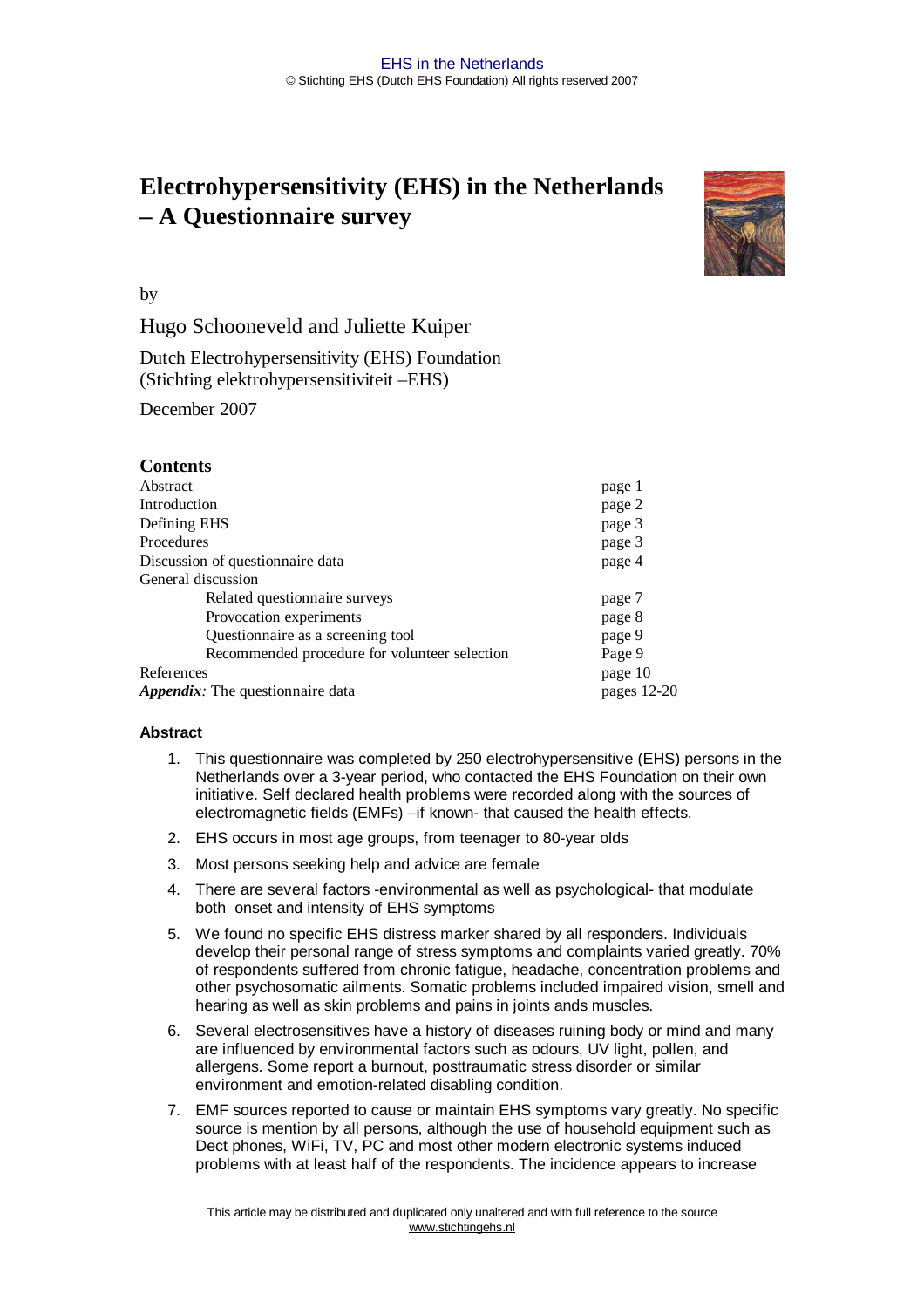# Electrohypersensitivity (EHS) in the Netherlands – A Questionnaire survey

by

Hugo Schooneveld and Juliette Kuiper

Dutch Electrohypersensitivity (EHS) Foundation
(Stichting elektrohypersensitiviteit –EHS)

December 2007

## Contents

| | |
|---|---|
| Abstract | page 1 |
| Introduction | page 2 |
| Defining EHS | page 3 |
| Procedures | page 3 |
| Discussion of questionnaire data | page 4 |
| General discussion | |
| Related questionnaire surveys | page 7 |
| Provocation experiments | page 8 |
| Questionnaire as a screening tool | page 9 |
| Recommended procedure for volunteer selection | Page 9 |
| References | page 10 |
| *Appendix:* The questionnaire data | pages 12-20 |

### Abstract

1. This questionnaire was completed by 250 electrohypersensitive (EHS) persons in the Netherlands over a 3-year period, who contacted the EHS Foundation on their own initiative. Self declared health problems were recorded along with the sources of electromagnetic fields (EMFs) –if known- that caused the health effects.
2. EHS occurs in most age groups, from teenager to 80-year olds
3. Most persons seeking help and advice are female
4. There are several factors -environmental as well as psychological- that modulate both onset and intensity of EHS symptoms
5. We found no specific EHS distress marker shared by all responders. Individuals develop their personal range of stress symptoms and complaints varied greatly. 70% of respondents suffered from chronic fatigue, headache, concentration problems and other psychosomatic ailments. Somatic problems included impaired vision, smell and hearing as well as skin problems and pains in joints ands muscles.
6. Several electrosensitives have a history of diseases ruining body or mind and many are influenced by environmental factors such as odours, UV light, pollen, and allergens. Some report a burnout, posttraumatic stress disorder or similar environment and emotion-related disabling condition.
7. EMF sources reported to cause or maintain EHS symptoms vary greatly. No specific source is mention by all persons, although the use of household equipment such as Dect phones, WiFi, TV, PC and most other modern electronic systems induced problems with at least half of the respondents. The incidence appears to increase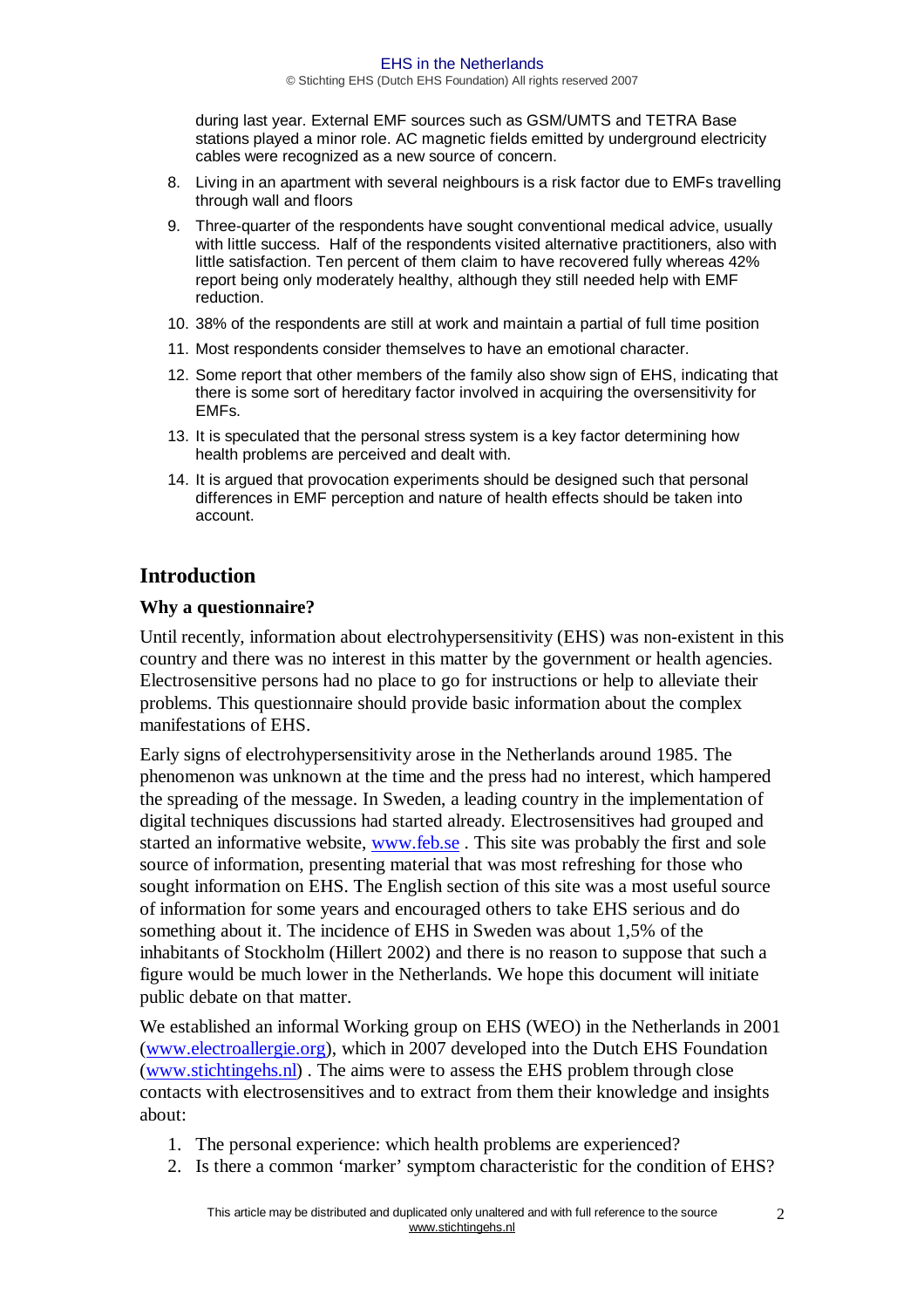during last year. External EMF sources such as GSM/UMTS and TETRA Base stations played a minor role. AC magnetic fields emitted by underground electricity cables were recognized as a new source of concern.

8. Living in an apartment with several neighbours is a risk factor due to EMFs travelling through wall and floors
9. Three-quarter of the respondents have sought conventional medical advice, usually with little success. Half of the respondents visited alternative practitioners, also with little satisfaction. Ten percent of them claim to have recovered fully whereas 42% report being only moderately healthy, although they still needed help with EMF reduction.
10. 38% of the respondents are still at work and maintain a partial of full time position
11. Most respondents consider themselves to have an emotional character.
12. Some report that other members of the family also show sign of EHS, indicating that there is some sort of hereditary factor involved in acquiring the oversensitivity for EMFs.
13. It is speculated that the personal stress system is a key factor determining how health problems are perceived and dealt with.
14. It is argued that provocation experiments should be designed such that personal differences in EMF perception and nature of health effects should be taken into account.

## Introduction

### Why a questionnaire?

Until recently, information about electrohypersensitivity (EHS) was non-existent in this country and there was no interest in this matter by the government or health agencies. Electrosensitive persons had no place to go for instructions or help to alleviate their problems. This questionnaire should provide basic information about the complex manifestations of EHS.

Early signs of electrohypersensitivity arose in the Netherlands around 1985. The phenomenon was unknown at the time and the press had no interest, which hampered the spreading of the message. In Sweden, a leading country in the implementation of digital techniques discussions had started already. Electrosensitives had grouped and started an informative website, www.feb.se . This site was probably the first and sole source of information, presenting material that was most refreshing for those who sought information on EHS. The English section of this site was a most useful source of information for some years and encouraged others to take EHS serious and do something about it. The incidence of EHS in Sweden was about 1,5% of the inhabitants of Stockholm (Hillert 2002) and there is no reason to suppose that such a figure would be much lower in the Netherlands. We hope this document will initiate public debate on that matter.

We established an informal Working group on EHS (WEO) in the Netherlands in 2001 (www.electroallergie.org), which in 2007 developed into the Dutch EHS Foundation (www.stichtingehs.nl) . The aims were to assess the EHS problem through close contacts with electrosensitives and to extract from them their knowledge and insights about:

1. The personal experience: which health problems are experienced?
2. Is there a common 'marker' symptom characteristic for the condition of EHS?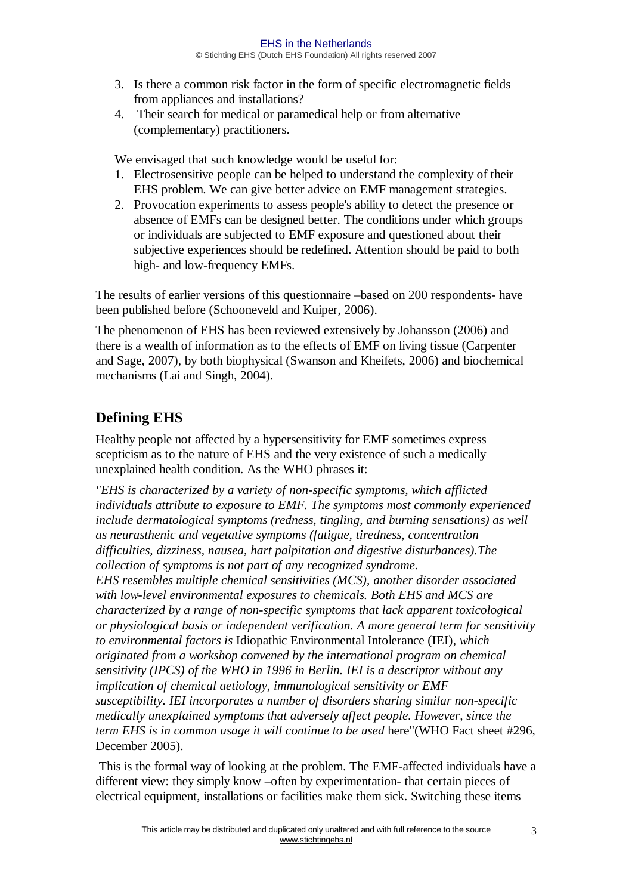3. Is there a common risk factor in the form of specific electromagnetic fields from appliances and installations?
4. Their search for medical or paramedical help or from alternative (complementary) practitioners.

We envisaged that such knowledge would be useful for:

1. Electrosensitive people can be helped to understand the complexity of their EHS problem. We can give better advice on EMF management strategies.
2. Provocation experiments to assess people's ability to detect the presence or absence of EMFs can be designed better. The conditions under which groups or individuals are subjected to EMF exposure and questioned about their subjective experiences should be redefined. Attention should be paid to both high- and low-frequency EMFs.

The results of earlier versions of this questionnaire –based on 200 respondents- have been published before (Schooneveld and Kuiper, 2006).

The phenomenon of EHS has been reviewed extensively by Johansson (2006) and there is a wealth of information as to the effects of EMF on living tissue (Carpenter and Sage, 2007), by both biophysical (Swanson and Kheifets, 2006) and biochemical mechanisms (Lai and Singh, 2004).

## Defining EHS

Healthy people not affected by a hypersensitivity for EMF sometimes express scepticism as to the nature of EHS and the very existence of such a medically unexplained health condition. As the WHO phrases it:

*"EHS is characterized by a variety of non-specific symptoms, which afflicted individuals attribute to exposure to EMF. The symptoms most commonly experienced include dermatological symptoms (redness, tingling, and burning sensations) as well as neurasthenic and vegetative symptoms (fatigue, tiredness, concentration difficulties, dizziness, nausea, hart palpitation and digestive disturbances).The collection of symptoms is not part of any recognized syndrome.*
*EHS resembles multiple chemical sensitivities (MCS), another disorder associated with low-level environmental exposures to chemicals. Both EHS and MCS are characterized by a range of non-specific symptoms that lack apparent toxicological or physiological basis or independent verification. A more general term for sensitivity to environmental factors is* Idiopathic Environmental Intolerance (IEI), *which originated from a workshop convened by the international program on chemical sensitivity (IPCS) of the WHO in 1996 in Berlin. IEI is a descriptor without any implication of chemical aetiology, immunological sensitivity or EMF susceptibility. IEI incorporates a number of disorders sharing similar non-specific medically unexplained symptoms that adversely affect people. However, since the term EHS is in common usage it will continue to be used* here"(WHO Fact sheet #296, December 2005).

This is the formal way of looking at the problem. The EMF-affected individuals have a different view: they simply know –often by experimentation- that certain pieces of electrical equipment, installations or facilities make them sick. Switching these items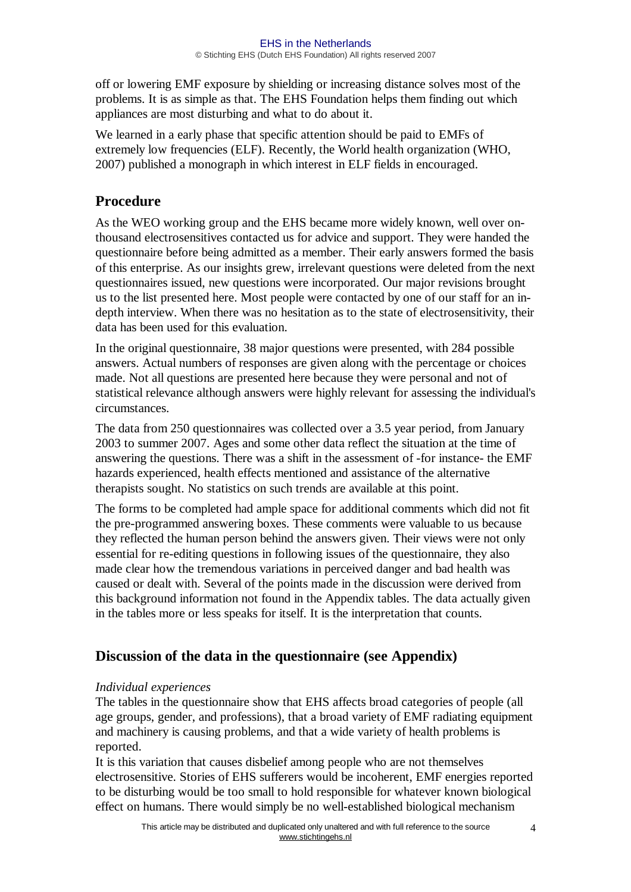off or lowering EMF exposure by shielding or increasing distance solves most of the problems. It is as simple as that. The EHS Foundation helps them finding out which appliances are most disturbing and what to do about it.

We learned in a early phase that specific attention should be paid to EMFs of extremely low frequencies (ELF). Recently, the World health organization (WHO, 2007) published a monograph in which interest in ELF fields in encouraged.

## Procedure

As the WEO working group and the EHS became more widely known, well over on-thousand electrosensitives contacted us for advice and support. They were handed the questionnaire before being admitted as a member. Their early answers formed the basis of this enterprise. As our insights grew, irrelevant questions were deleted from the next questionnaires issued, new questions were incorporated. Our major revisions brought us to the list presented here. Most people were contacted by one of our staff for an in-depth interview. When there was no hesitation as to the state of electrosensitivity, their data has been used for this evaluation.

In the original questionnaire, 38 major questions were presented, with 284 possible answers. Actual numbers of responses are given along with the percentage or choices made. Not all questions are presented here because they were personal and not of statistical relevance although answers were highly relevant for assessing the individual's circumstances.

The data from 250 questionnaires was collected over a 3.5 year period, from January 2003 to summer 2007. Ages and some other data reflect the situation at the time of answering the questions. There was a shift in the assessment of -for instance- the EMF hazards experienced, health effects mentioned and assistance of the alternative therapists sought. No statistics on such trends are available at this point.

The forms to be completed had ample space for additional comments which did not fit the pre-programmed answering boxes. These comments were valuable to us because they reflected the human person behind the answers given. Their views were not only essential for re-editing questions in following issues of the questionnaire, they also made clear how the tremendous variations in perceived danger and bad health was caused or dealt with. Several of the points made in the discussion were derived from this background information not found in the Appendix tables. The data actually given in the tables more or less speaks for itself. It is the interpretation that counts.

## Discussion of the data in the questionnaire (see Appendix)

*Individual experiences*

The tables in the questionnaire show that EHS affects broad categories of people (all age groups, gender, and professions), that a broad variety of EMF radiating equipment and machinery is causing problems, and that a wide variety of health problems is reported.

It is this variation that causes disbelief among people who are not themselves electrosensitive. Stories of EHS sufferers would be incoherent, EMF energies reported to be disturbing would be too small to hold responsible for whatever known biological effect on humans. There would simply be no well-established biological mechanism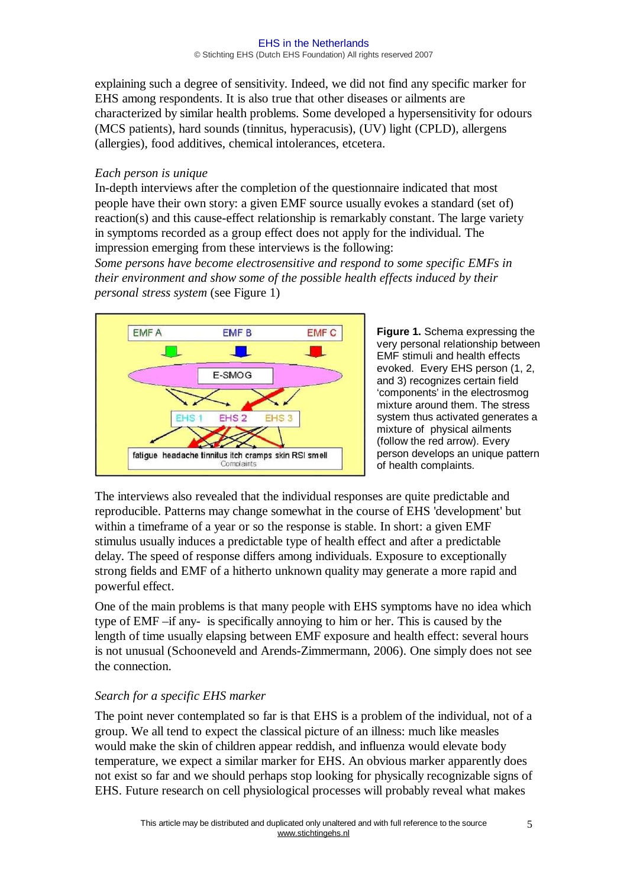explaining such a degree of sensitivity. Indeed, we did not find any specific marker for EHS among respondents. It is also true that other diseases or ailments are characterized by similar health problems. Some developed a hypersensitivity for odours (MCS patients), hard sounds (tinnitus, hyperacusis), (UV) light (CPLD), allergens (allergies), food additives, chemical intolerances, etcetera.

*Each person is unique*

In-depth interviews after the completion of the questionnaire indicated that most people have their own story: a given EMF source usually evokes a standard (set of) reaction(s) and this cause-effect relationship is remarkably constant. The large variety in symptoms recorded as a group effect does not apply for the individual. The impression emerging from these interviews is the following:

*Some persons have become electrosensitive and respond to some specific EMFs in their environment and show some of the possible health effects induced by their personal stress system* (see Figure 1)

**Figure 1.** Schema expressing the very personal relationship between EMF stimuli and health effects evoked. Every EHS person (1, 2, and 3) recognizes certain field 'components' in the electrosmog mixture around them. The stress system thus activated generates a mixture of physical ailments (follow the red arrow). Every person develops an unique pattern of health complaints.

The interviews also revealed that the individual responses are quite predictable and reproducible. Patterns may change somewhat in the course of EHS 'development' but within a timeframe of a year or so the response is stable. In short: a given EMF stimulus usually induces a predictable type of health effect and after a predictable delay. The speed of response differs among individuals. Exposure to exceptionally strong fields and EMF of a hitherto unknown quality may generate a more rapid and powerful effect.

One of the main problems is that many people with EHS symptoms have no idea which type of EMF –if any- is specifically annoying to him or her. This is caused by the length of time usually elapsing between EMF exposure and health effect: several hours is not unusual (Schooneveld and Arends-Zimmermann, 2006). One simply does not see the connection.

*Search for a specific EHS marker*

The point never contemplated so far is that EHS is a problem of the individual, not of a group. We all tend to expect the classical picture of an illness: much like measles would make the skin of children appear reddish, and influenza would elevate body temperature, we expect a similar marker for EHS. An obvious marker apparently does not exist so far and we should perhaps stop looking for physically recognizable signs of EHS. Future research on cell physiological processes will probably reveal what makes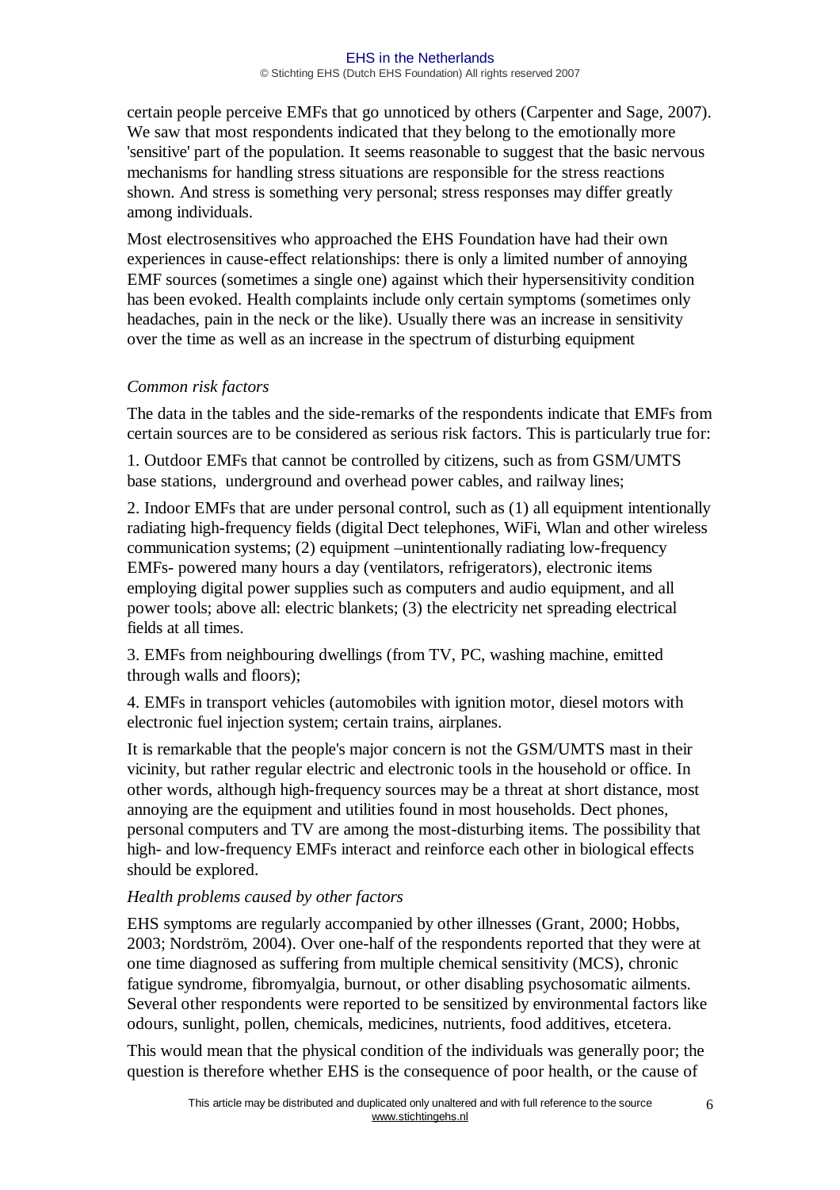certain people perceive EMFs that go unnoticed by others (Carpenter and Sage, 2007). We saw that most respondents indicated that they belong to the emotionally more 'sensitive' part of the population. It seems reasonable to suggest that the basic nervous mechanisms for handling stress situations are responsible for the stress reactions shown. And stress is something very personal; stress responses may differ greatly among individuals.

Most electrosensitives who approached the EHS Foundation have had their own experiences in cause-effect relationships: there is only a limited number of annoying EMF sources (sometimes a single one) against which their hypersensitivity condition has been evoked. Health complaints include only certain symptoms (sometimes only headaches, pain in the neck or the like). Usually there was an increase in sensitivity over the time as well as an increase in the spectrum of disturbing equipment

*Common risk factors*

The data in the tables and the side-remarks of the respondents indicate that EMFs from certain sources are to be considered as serious risk factors. This is particularly true for:

1. Outdoor EMFs that cannot be controlled by citizens, such as from GSM/UMTS base stations, underground and overhead power cables, and railway lines;

2. Indoor EMFs that are under personal control, such as (1) all equipment intentionally radiating high-frequency fields (digital Dect telephones, WiFi, Wlan and other wireless communication systems; (2) equipment –unintentionally radiating low-frequency EMFs- powered many hours a day (ventilators, refrigerators), electronic items employing digital power supplies such as computers and audio equipment, and all power tools; above all: electric blankets; (3) the electricity net spreading electrical fields at all times.

3. EMFs from neighbouring dwellings (from TV, PC, washing machine, emitted through walls and floors);

4. EMFs in transport vehicles (automobiles with ignition motor, diesel motors with electronic fuel injection system; certain trains, airplanes.

It is remarkable that the people's major concern is not the GSM/UMTS mast in their vicinity, but rather regular electric and electronic tools in the household or office. In other words, although high-frequency sources may be a threat at short distance, most annoying are the equipment and utilities found in most households. Dect phones, personal computers and TV are among the most-disturbing items. The possibility that high- and low-frequency EMFs interact and reinforce each other in biological effects should be explored.

*Health problems caused by other factors*

EHS symptoms are regularly accompanied by other illnesses (Grant, 2000; Hobbs, 2003; Nordström, 2004). Over one-half of the respondents reported that they were at one time diagnosed as suffering from multiple chemical sensitivity (MCS), chronic fatigue syndrome, fibromyalgia, burnout, or other disabling psychosomatic ailments. Several other respondents were reported to be sensitized by environmental factors like odours, sunlight, pollen, chemicals, medicines, nutrients, food additives, etcetera.

This would mean that the physical condition of the individuals was generally poor; the question is therefore whether EHS is the consequence of poor health, or the cause of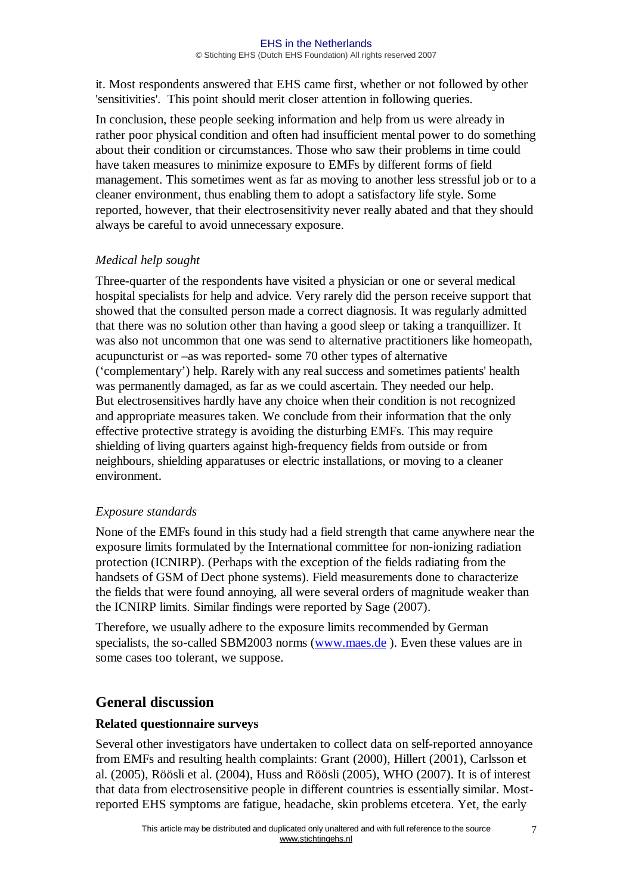it. Most respondents answered that EHS came first, whether or not followed by other 'sensitivities'. This point should merit closer attention in following queries.

In conclusion, these people seeking information and help from us were already in rather poor physical condition and often had insufficient mental power to do something about their condition or circumstances. Those who saw their problems in time could have taken measures to minimize exposure to EMFs by different forms of field management. This sometimes went as far as moving to another less stressful job or to a cleaner environment, thus enabling them to adopt a satisfactory life style. Some reported, however, that their electrosensitivity never really abated and that they should always be careful to avoid unnecessary exposure.

*Medical help sought*

Three-quarter of the respondents have visited a physician or one or several medical hospital specialists for help and advice. Very rarely did the person receive support that showed that the consulted person made a correct diagnosis. It was regularly admitted that there was no solution other than having a good sleep or taking a tranquillizer. It was also not uncommon that one was send to alternative practitioners like homeopath, acupuncturist or –as was reported- some 70 other types of alternative ('complementary') help. Rarely with any real success and sometimes patients' health was permanently damaged, as far as we could ascertain. They needed our help. But electrosensitives hardly have any choice when their condition is not recognized and appropriate measures taken. We conclude from their information that the only effective protective strategy is avoiding the disturbing EMFs. This may require shielding of living quarters against high-frequency fields from outside or from neighbours, shielding apparatuses or electric installations, or moving to a cleaner environment.

*Exposure standards*

None of the EMFs found in this study had a field strength that came anywhere near the exposure limits formulated by the International committee for non-ionizing radiation protection (ICNIRP). (Perhaps with the exception of the fields radiating from the handsets of GSM of Dect phone systems). Field measurements done to characterize the fields that were found annoying, all were several orders of magnitude weaker than the ICNIRP limits. Similar findings were reported by Sage (2007).

Therefore, we usually adhere to the exposure limits recommended by German specialists, the so-called SBM2003 norms (www.maes.de ). Even these values are in some cases too tolerant, we suppose.

## General discussion

### Related questionnaire surveys

Several other investigators have undertaken to collect data on self-reported annoyance from EMFs and resulting health complaints: Grant (2000), Hillert (2001), Carlsson et al. (2005), Röösli et al. (2004), Huss and Röösli (2005), WHO (2007). It is of interest that data from electrosensitive people in different countries is essentially similar. Most-reported EHS symptoms are fatigue, headache, skin problems etcetera. Yet, the early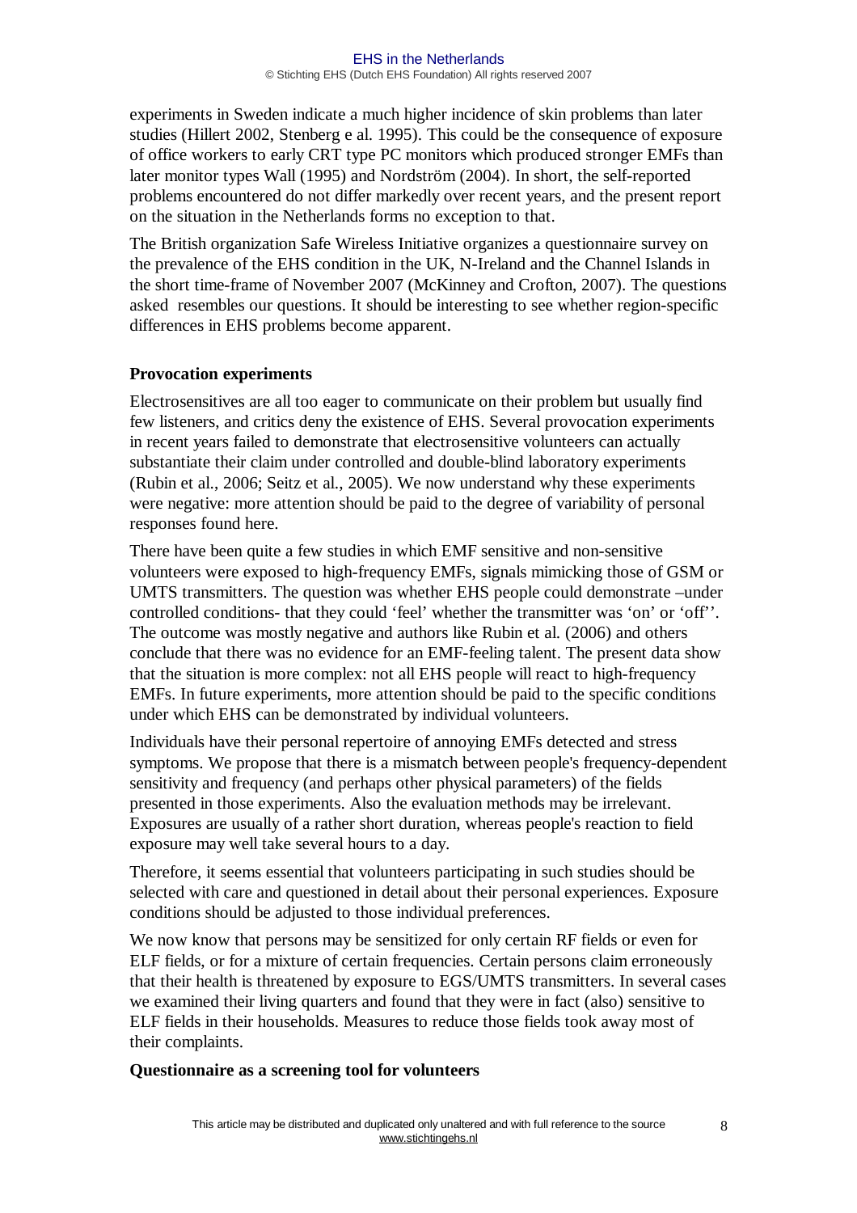experiments in Sweden indicate a much higher incidence of skin problems than later studies (Hillert 2002, Stenberg e al. 1995). This could be the consequence of exposure of office workers to early CRT type PC monitors which produced stronger EMFs than later monitor types Wall (1995) and Nordström (2004). In short, the self-reported problems encountered do not differ markedly over recent years, and the present report on the situation in the Netherlands forms no exception to that.

The British organization Safe Wireless Initiative organizes a questionnaire survey on the prevalence of the EHS condition in the UK, N-Ireland and the Channel Islands in the short time-frame of November 2007 (McKinney and Crofton, 2007). The questions asked resembles our questions. It should be interesting to see whether region-specific differences in EHS problems become apparent.

**Provocation experiments**

Electrosensitives are all too eager to communicate on their problem but usually find few listeners, and critics deny the existence of EHS. Several provocation experiments in recent years failed to demonstrate that electrosensitive volunteers can actually substantiate their claim under controlled and double-blind laboratory experiments (Rubin et al., 2006; Seitz et al., 2005). We now understand why these experiments were negative: more attention should be paid to the degree of variability of personal responses found here.

There have been quite a few studies in which EMF sensitive and non-sensitive volunteers were exposed to high-frequency EMFs, signals mimicking those of GSM or UMTS transmitters. The question was whether EHS people could demonstrate –under controlled conditions- that they could 'feel' whether the transmitter was 'on' or 'off''. The outcome was mostly negative and authors like Rubin et al. (2006) and others conclude that there was no evidence for an EMF-feeling talent. The present data show that the situation is more complex: not all EHS people will react to high-frequency EMFs. In future experiments, more attention should be paid to the specific conditions under which EHS can be demonstrated by individual volunteers.

Individuals have their personal repertoire of annoying EMFs detected and stress symptoms. We propose that there is a mismatch between people's frequency-dependent sensitivity and frequency (and perhaps other physical parameters) of the fields presented in those experiments. Also the evaluation methods may be irrelevant. Exposures are usually of a rather short duration, whereas people's reaction to field exposure may well take several hours to a day.

Therefore, it seems essential that volunteers participating in such studies should be selected with care and questioned in detail about their personal experiences. Exposure conditions should be adjusted to those individual preferences.

We now know that persons may be sensitized for only certain RF fields or even for ELF fields, or for a mixture of certain frequencies. Certain persons claim erroneously that their health is threatened by exposure to EGS/UMTS transmitters. In several cases we examined their living quarters and found that they were in fact (also) sensitive to ELF fields in their households. Measures to reduce those fields took away most of their complaints.

**Questionnaire as a screening tool for volunteers**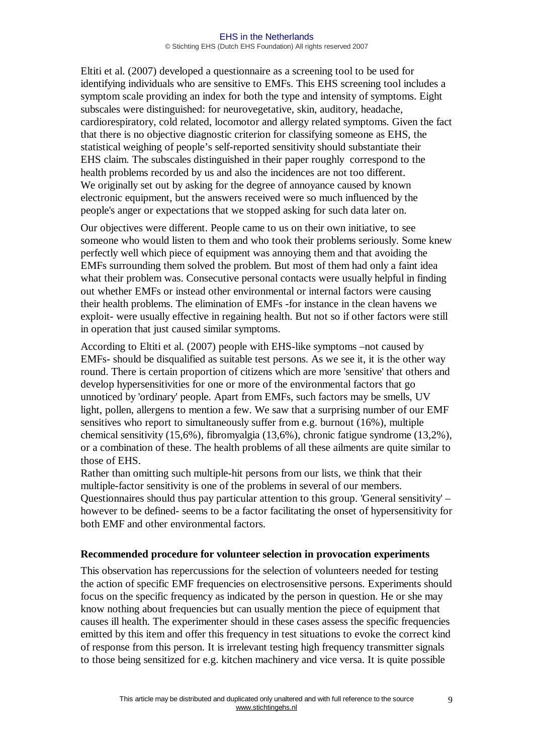Eltiti et al. (2007) developed a questionnaire as a screening tool to be used for identifying individuals who are sensitive to EMFs. This EHS screening tool includes a symptom scale providing an index for both the type and intensity of symptoms. Eight subscales were distinguished: for neurovegetative, skin, auditory, headache, cardiorespiratory, cold related, locomotor and allergy related symptoms. Given the fact that there is no objective diagnostic criterion for classifying someone as EHS, the statistical weighing of people's self-reported sensitivity should substantiate their EHS claim. The subscales distinguished in their paper roughly correspond to the health problems recorded by us and also the incidences are not too different. We originally set out by asking for the degree of annoyance caused by known electronic equipment, but the answers received were so much influenced by the people's anger or expectations that we stopped asking for such data later on.

Our objectives were different. People came to us on their own initiative, to see someone who would listen to them and who took their problems seriously. Some knew perfectly well which piece of equipment was annoying them and that avoiding the EMFs surrounding them solved the problem. But most of them had only a faint idea what their problem was. Consecutive personal contacts were usually helpful in finding out whether EMFs or instead other environmental or internal factors were causing their health problems. The elimination of EMFs -for instance in the clean havens we exploit- were usually effective in regaining health. But not so if other factors were still in operation that just caused similar symptoms.

According to Eltiti et al. (2007) people with EHS-like symptoms –not caused by EMFs- should be disqualified as suitable test persons. As we see it, it is the other way round. There is certain proportion of citizens which are more 'sensitive' that others and develop hypersensitivities for one or more of the environmental factors that go unnoticed by 'ordinary' people. Apart from EMFs, such factors may be smells, UV light, pollen, allergens to mention a few. We saw that a surprising number of our EMF sensitives who report to simultaneously suffer from e.g. burnout (16%), multiple chemical sensitivity (15,6%), fibromyalgia (13,6%), chronic fatigue syndrome (13,2%), or a combination of these. The health problems of all these ailments are quite similar to those of EHS.

Rather than omitting such multiple-hit persons from our lists, we think that their multiple-factor sensitivity is one of the problems in several of our members. Questionnaires should thus pay particular attention to this group. 'General sensitivity' – however to be defined- seems to be a factor facilitating the onset of hypersensitivity for both EMF and other environmental factors.

### Recommended procedure for volunteer selection in provocation experiments

This observation has repercussions for the selection of volunteers needed for testing the action of specific EMF frequencies on electrosensitive persons. Experiments should focus on the specific frequency as indicated by the person in question. He or she may know nothing about frequencies but can usually mention the piece of equipment that causes ill health. The experimenter should in these cases assess the specific frequencies emitted by this item and offer this frequency in test situations to evoke the correct kind of response from this person. It is irrelevant testing high frequency transmitter signals to those being sensitized for e.g. kitchen machinery and vice versa. It is quite possible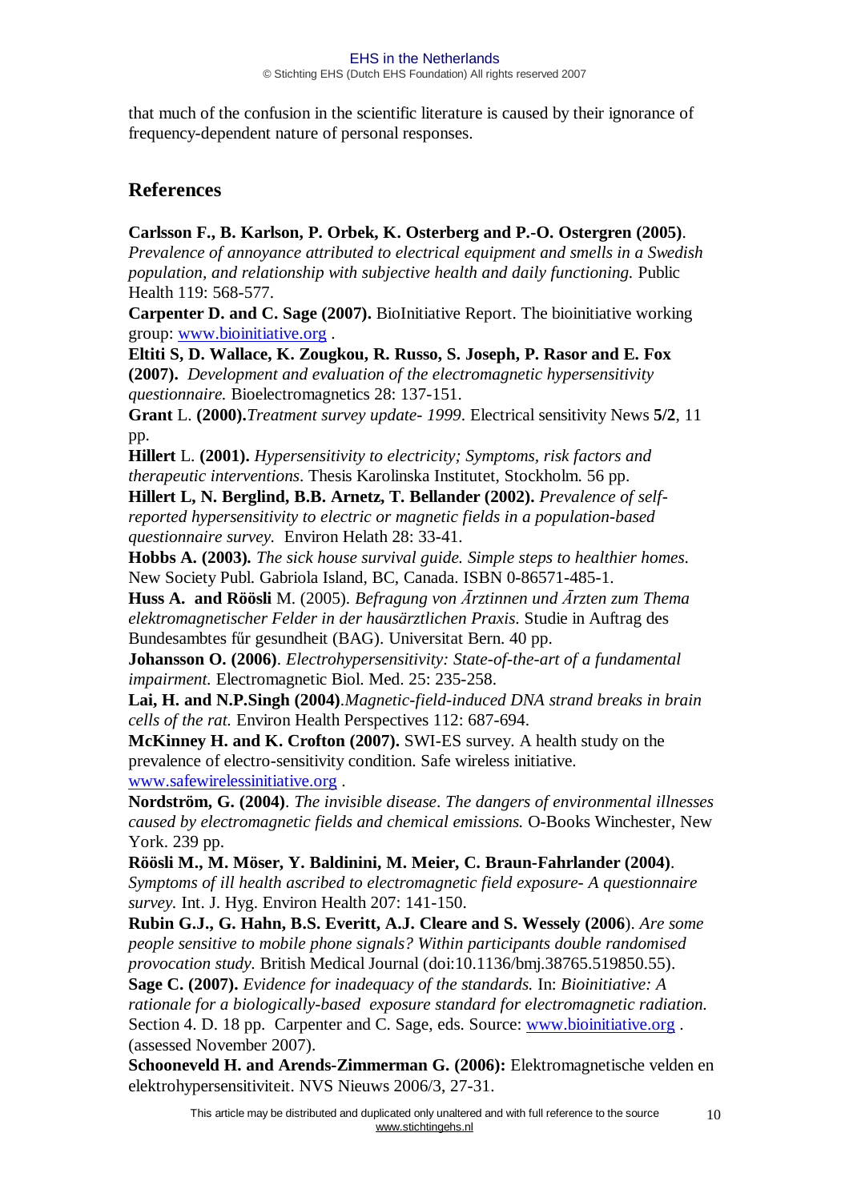that much of the confusion in the scientific literature is caused by their ignorance of frequency-dependent nature of personal responses.

## References

**Carlsson F., B. Karlson, P. Orbek, K. Osterberg and P.-O. Ostergren (2005)**. *Prevalence of annoyance attributed to electrical equipment and smells in a Swedish population, and relationship with subjective health and daily functioning.* Public Health 119: 568-577.

**Carpenter D. and C. Sage (2007).** BioInitiative Report. The bioinitiative working group: www.bioinitiative.org .

**Eltiti S, D. Wallace, K. Zougkou, R. Russo, S. Joseph, P. Rasor and E. Fox (2007).** *Development and evaluation of the electromagnetic hypersensitivity questionnaire.* Bioelectromagnetics 28: 137-151.

**Grant** L. **(2000).***Treatment survey update- 1999*. Electrical sensitivity News **5/2**, 11 pp.

**Hillert** L. **(2001).** *Hypersensitivity to electricity; Symptoms, risk factors and therapeutic interventions*. Thesis Karolinska Institutet, Stockholm. 56 pp.

**Hillert L, N. Berglind, B.B. Arnetz, T. Bellander (2002).** *Prevalence of self-reported hypersensitivity to electric or magnetic fields in a population-based questionnaire survey.* Environ Helath 28: 33-41.

**Hobbs A. (2003).** *The sick house survival guide. Simple steps to healthier homes*. New Society Publ. Gabriola Island, BC, Canada. ISBN 0-86571-485-1.

**Huss A. and Röösli** M. (2005). *Befragung von Ārztinnen und Ārzten zum Thema elektromagnetischer Felder in der hausärztlichen Praxis.* Studie in Auftrag des Bundesambtes fűr gesundheit (BAG). Universitat Bern. 40 pp.

**Johansson O. (2006)**. *Electrohypersensitivity: State-of-the-art of a fundamental impairment.* Electromagnetic Biol. Med. 25: 235-258.

**Lai, H. and N.P.Singh (2004)**.*Magnetic-field-induced DNA strand breaks in brain cells of the rat.* Environ Health Perspectives 112: 687-694.

**McKinney H. and K. Crofton (2007).** SWI-ES survey. A health study on the prevalence of electro-sensitivity condition. Safe wireless initiative. www.safewirelessinitiative.org .

**Nordström, G. (2004)**. *The invisible disease*. *The dangers of environmental illnesses caused by electromagnetic fields and chemical emissions.* O-Books Winchester, New York. 239 pp.

**Röösli M., M. Möser, Y. Baldinini, M. Meier, C. Braun-Fahrlander (2004)**. *Symptoms of ill health ascribed to electromagnetic field exposure- A questionnaire survey.* Int. J. Hyg. Environ Health 207: 141-150.

**Rubin G.J., G. Hahn, B.S. Everitt, A.J. Cleare and S. Wessely (2006**). *Are some people sensitive to mobile phone signals? Within participants double randomised provocation study.* British Medical Journal (doi:10.1136/bmj.38765.519850.55).

**Sage C. (2007).** *Evidence for inadequacy of the standards.* In: *Bioinitiative: A rationale for a biologically-based exposure standard for electromagnetic radiation.* Section 4. D. 18 pp. Carpenter and C. Sage, eds. Source: www.bioinitiative.org . (assessed November 2007).

**Schooneveld H. and Arends-Zimmerman G. (2006):** Elektromagnetische velden en elektrohypersensitiviteit. NVS Nieuws 2006/3, 27-31.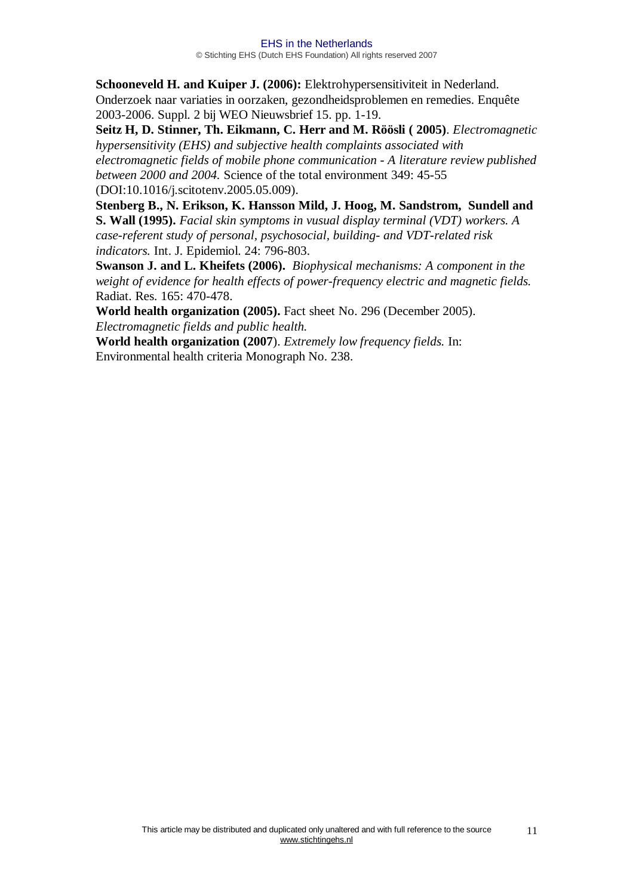**Schooneveld H. and Kuiper J. (2006):** Elektrohypersensitiviteit in Nederland. Onderzoek naar variaties in oorzaken, gezondheidsproblemen en remedies. Enquête 2003-2006. Suppl. 2 bij WEO Nieuwsbrief 15. pp. 1-19.

**Seitz H, D. Stinner, Th. Eikmann, C. Herr and M. Röösli ( 2005)**. *Electromagnetic hypersensitivity (EHS) and subjective health complaints associated with electromagnetic fields of mobile phone communication - A literature review published between 2000 and 2004.* Science of the total environment 349: 45-55 (DOI:10.1016/j.scitotenv.2005.05.009).

**Stenberg B., N. Erikson, K. Hansson Mild, J. Hoog, M. Sandstrom, Sundell and S. Wall (1995).** *Facial skin symptoms in vusual display terminal (VDT) workers. A case-referent study of personal, psychosocial, building- and VDT-related risk indicators.* Int. J. Epidemiol. 24: 796-803.

**Swanson J. and L. Kheifets (2006).** *Biophysical mechanisms: A component in the weight of evidence for health effects of power-frequency electric and magnetic fields.* Radiat. Res. 165: 470-478.

**World health organization (2005).** Fact sheet No. 296 (December 2005). *Electromagnetic fields and public health.*

**World health organization (2007**). *Extremely low frequency fields.* In: Environmental health criteria Monograph No. 238.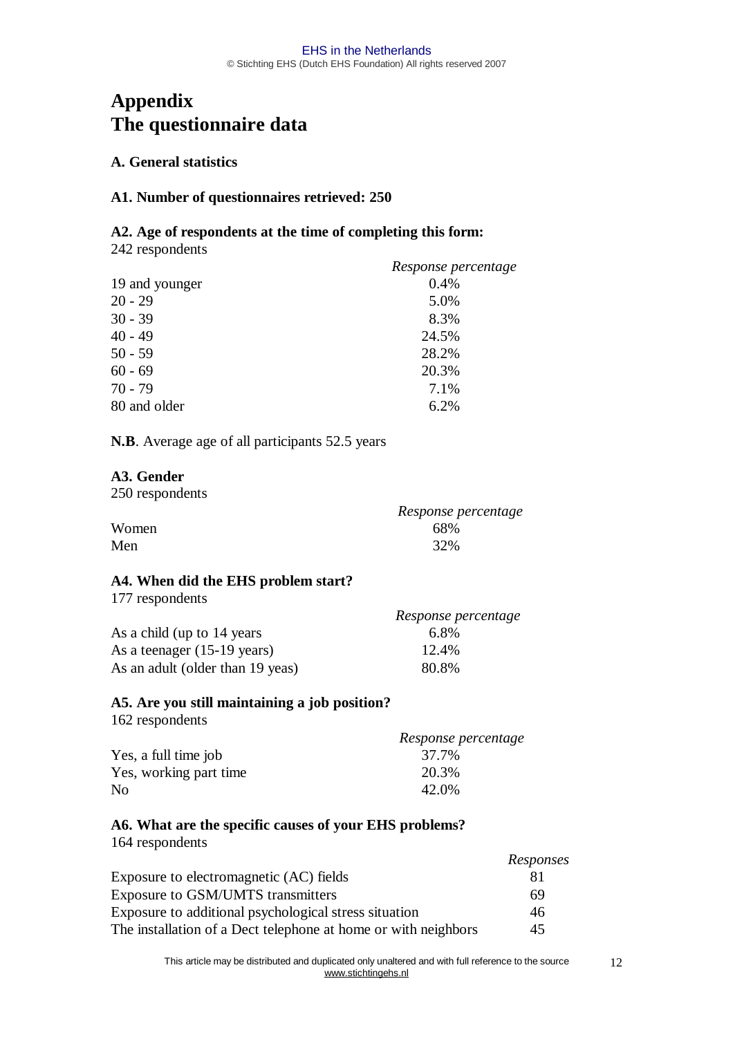# Appendix
# The questionnaire data

### A. General statistics

### A1. Number of questionnaires retrieved: 250

### A2. Age of respondents at the time of completing this form:

242 respondents

| | *Response percentage* |
|---|---|
| 19 and younger | 0.4% |
| 20 - 29 | 5.0% |
| 30 - 39 | 8.3% |
| 40 - 49 | 24.5% |
| 50 - 59 | 28.2% |
| 60 - 69 | 20.3% |
| 70 - 79 | 7.1% |
| 80 and older | 6.2% |

**N.B**. Average age of all participants 52.5 years

### A3. Gender

250 respondents

| | *Response percentage* |
|---|---|
| Women | 68% |
| Men | 32% |

### A4. When did the EHS problem start?

177 respondents

| | *Response percentage* |
|---|---|
| As a child (up to 14 years | 6.8% |
| As a teenager (15-19 years) | 12.4% |
| As an adult (older than 19 yeas) | 80.8% |

### A5. Are you still maintaining a job position?

162 respondents

| | *Response percentage* |
|---|---|
| Yes, a full time job | 37.7% |
| Yes, working part time | 20.3% |
| No | 42.0% |

### A6. What are the specific causes of your EHS problems?

164 respondents

| | *Responses* |
|---|---|
| Exposure to electromagnetic (AC) fields | 81 |
| Exposure to GSM/UMTS transmitters | 69 |
| Exposure to additional psychological stress situation | 46 |
| The installation of a Dect telephone at home or with neighbors | 45 |

This article may be distributed and duplicated only unaltered and with full reference to the source www.stichtingehs.nl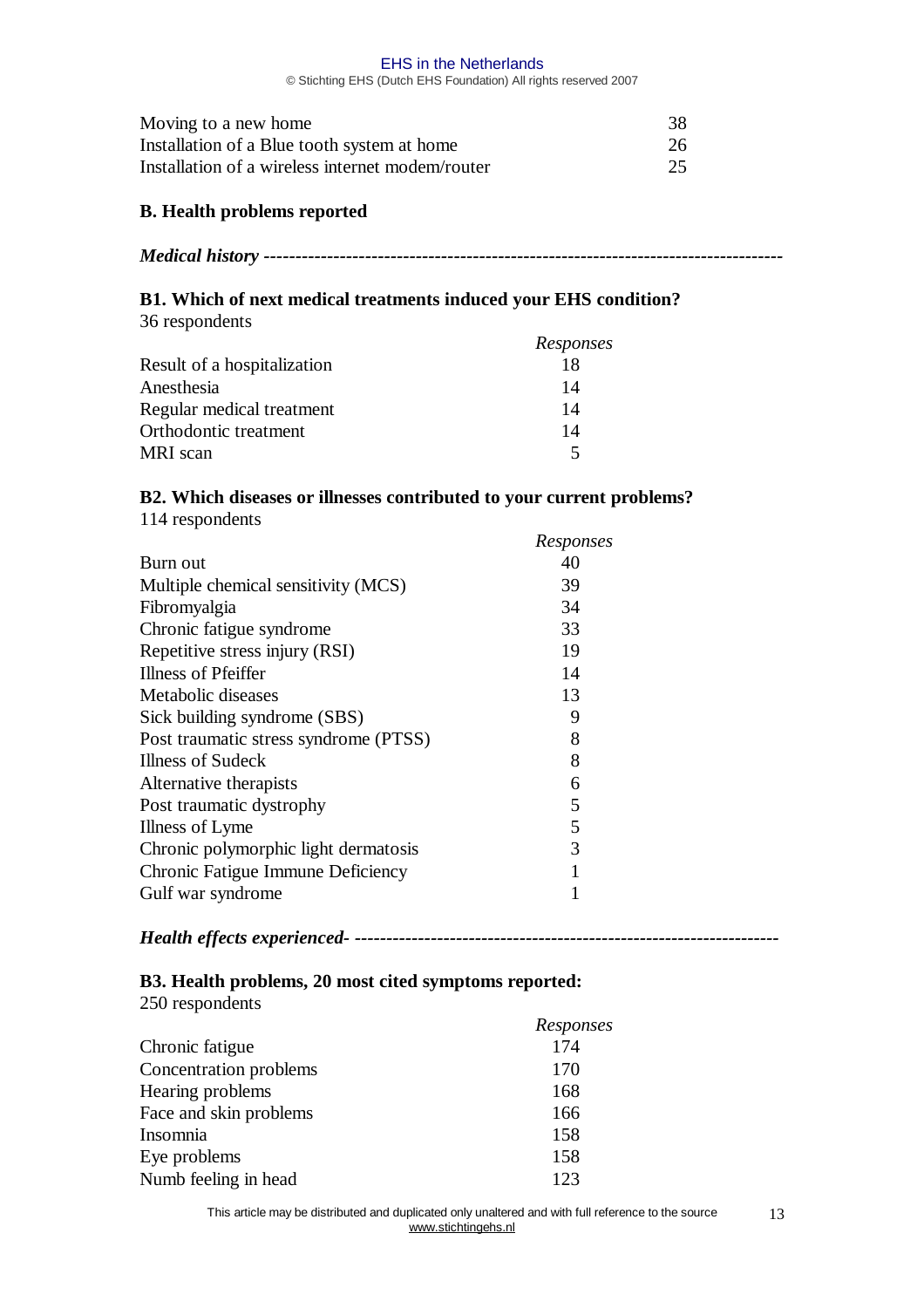| | |
|---|---|
| Moving to a new home | 38 |
| Installation of a Blue tooth system at home | 26 |
| Installation of a wireless internet modem/router | 25 |

## B. Health problems reported

***Medical history*** **--------------------------------------------------------------------------------**

### B1. Which of next medical treatments induced your EHS condition?

36 respondents

| | *Responses* |
|---|---|
| Result of a hospitalization | 18 |
| Anesthesia | 14 |
| Regular medical treatment | 14 |
| Orthodontic treatment | 14 |
| MRI scan | 5 |

### B2. Which diseases or illnesses contributed to your current problems?

114 respondents

| | *Responses* |
|---|---|
| Burn out | 40 |
| Multiple chemical sensitivity (MCS) | 39 |
| Fibromyalgia | 34 |
| Chronic fatigue syndrome | 33 |
| Repetitive stress injury (RSI) | 19 |
| Illness of Pfeiffer | 14 |
| Metabolic diseases | 13 |
| Sick building syndrome (SBS) | 9 |
| Post traumatic stress syndrome (PTSS) | 8 |
| Illness of Sudeck | 8 |
| Alternative therapists | 6 |
| Post traumatic dystrophy | 5 |
| Illness of Lyme | 5 |
| Chronic polymorphic light dermatosis | 3 |
| Chronic Fatigue Immune Deficiency | 1 |
| Gulf war syndrome | 1 |

***Health effects experienced-*** **-------------------------------------------------------------------**

### B3. Health problems, 20 most cited symptoms reported:

250 respondents

| | *Responses* |
|---|---|
| Chronic fatigue | 174 |
| Concentration problems | 170 |
| Hearing problems | 168 |
| Face and skin problems | 166 |
| Insomnia | 158 |
| Eye problems | 158 |
| Numb feeling in head | 123 |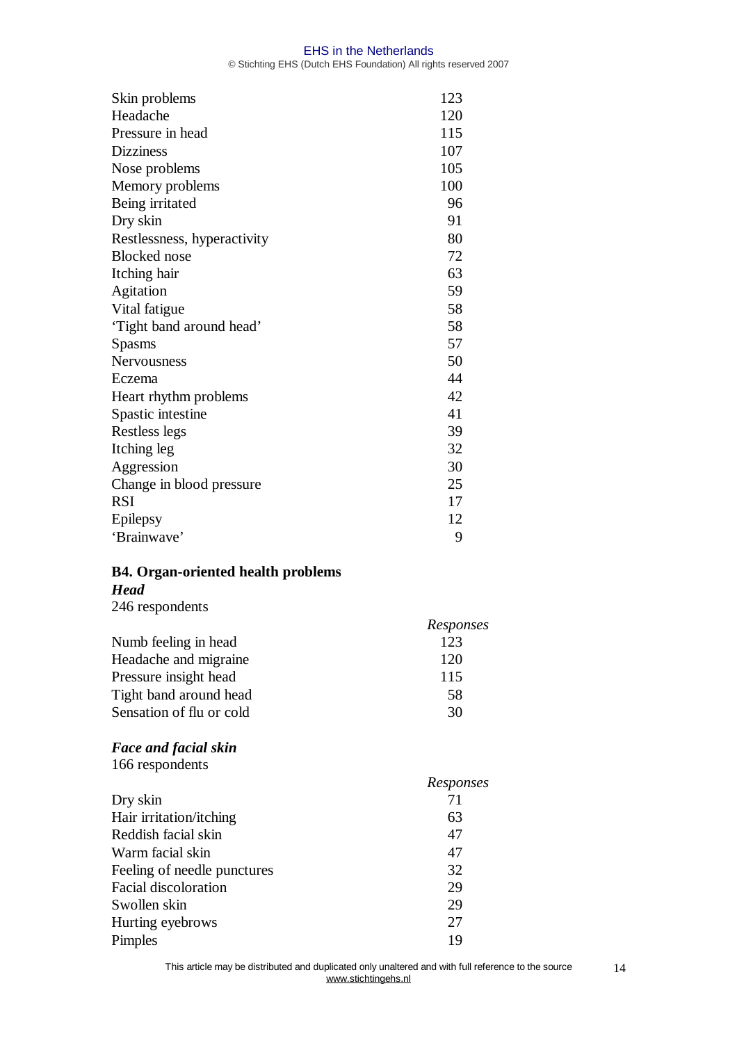| | |
|---|---|
| Skin problems | 123 |
| Headache | 120 |
| Pressure in head | 115 |
| Dizziness | 107 |
| Nose problems | 105 |
| Memory problems | 100 |
| Being irritated | 96 |
| Dry skin | 91 |
| Restlessness, hyperactivity | 80 |
| Blocked nose | 72 |
| Itching hair | 63 |
| Agitation | 59 |
| Vital fatigue | 58 |
| 'Tight band around head' | 58 |
| Spasms | 57 |
| Nervousness | 50 |
| Eczema | 44 |
| Heart rhythm problems | 42 |
| Spastic intestine | 41 |
| Restless legs | 39 |
| Itching leg | 32 |
| Aggression | 30 |
| Change in blood pressure | 25 |
| RSI | 17 |
| Epilepsy | 12 |
| 'Brainwave' | 9 |

**B4. Organ-oriented health problems**

***Head***

246 respondents

| | *Responses* |
|---|---|
| Numb feeling in head | 123 |
| Headache and migraine | 120 |
| Pressure insight head | 115 |
| Tight band around head | 58 |
| Sensation of flu or cold | 30 |

***Face and facial skin***

166 respondents

| | *Responses* |
|---|---|
| Dry skin | 71 |
| Hair irritation/itching | 63 |
| Reddish facial skin | 47 |
| Warm facial skin | 47 |
| Feeling of needle punctures | 32 |
| Facial discoloration | 29 |
| Swollen skin | 29 |
| Hurting eyebrows | 27 |
| Pimples | 19 |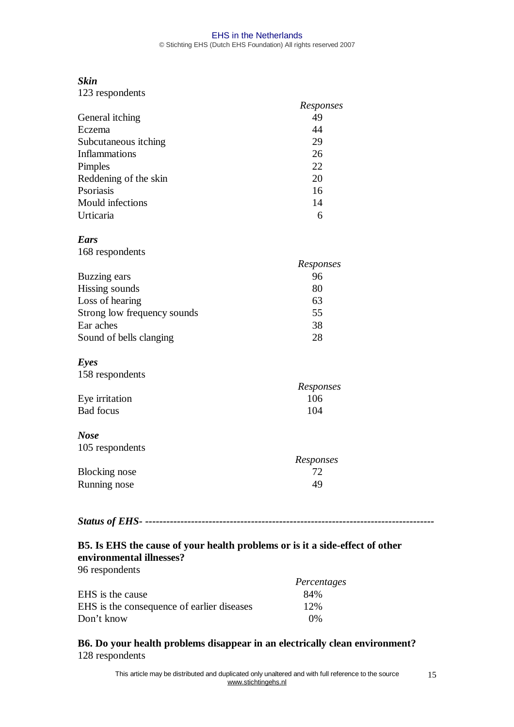### *Skin*

123 respondents

| | *Responses* |
|---|---|
| General itching | 49 |
| Eczema | 44 |
| Subcutaneous itching | 29 |
| Inflammations | 26 |
| Pimples | 22 |
| Reddening of the skin | 20 |
| Psoriasis | 16 |
| Mould infections | 14 |
| Urticaria | 6 |

### *Ears*

168 respondents

| | *Responses* |
|---|---|
| Buzzing ears | 96 |
| Hissing sounds | 80 |
| Loss of hearing | 63 |
| Strong low frequency sounds | 55 |
| Ear aches | 38 |
| Sound of bells clanging | 28 |

### *Eyes*

158 respondents

| | *Responses* |
|---|---|
| Eye irritation | 106 |
| Bad focus | 104 |

### *Nose*

105 respondents

| | *Responses* |
|---|---|
| Blocking nose | 72 |
| Running nose | 49 |

## *Status of EHS- -------------------------------------------------------------------------------*

### B5. Is EHS the cause of your health problems or is it a side-effect of other environmental illnesses?

96 respondents

| | *Percentages* |
|---|---|
| EHS is the cause | 84% |
| EHS is the consequence of earlier diseases | 12% |
| Don't know | 0% |

### B6. Do your health problems disappear in an electrically clean environment?

128 respondents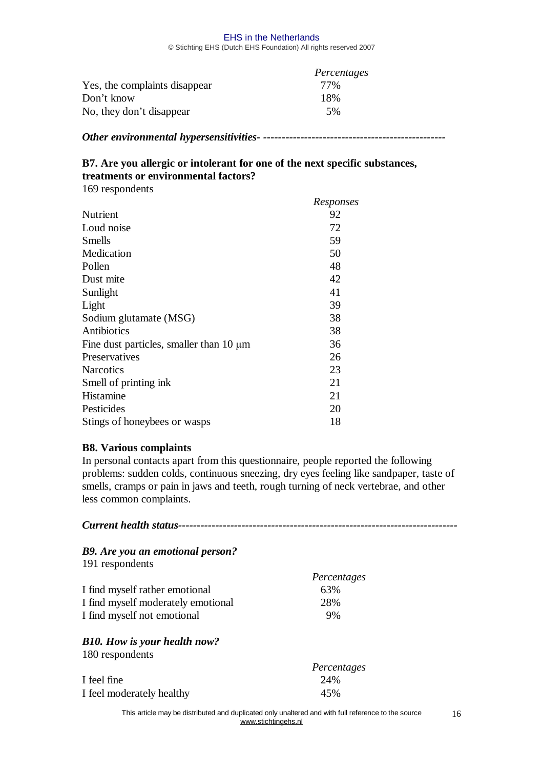| | *Percentages* |
|---|---|
| Yes, the complaints disappear | 77% |
| Don't know | 18% |
| No, they don't disappear | 5% |

***Other environmental hypersensitivities-*** ------------------------------------------------

**B7. Are you allergic or intolerant for one of the next specific substances, treatments or environmental factors?**

169 respondents

| | *Responses* |
|---|---|
| Nutrient | 92 |
| Loud noise | 72 |
| Smells | 59 |
| Medication | 50 |
| Pollen | 48 |
| Dust mite | 42 |
| Sunlight | 41 |
| Light | 39 |
| Sodium glutamate (MSG) | 38 |
| Antibiotics | 38 |
| Fine dust particles, smaller than 10 μm | 36 |
| Preservatives | 26 |
| Narcotics | 23 |
| Smell of printing ink | 21 |
| Histamine | 21 |
| Pesticides | 20 |
| Stings of honeybees or wasps | 18 |

**B8. Various complaints**

In personal contacts apart from this questionnaire, people reported the following problems: sudden colds, continuous sneezing, dry eyes feeling like sandpaper, taste of smells, cramps or pain in jaws and teeth, rough turning of neck vertebrae, and other less common complaints.

***Current health status***-----------------------------------------------------------------------

***B9. Are you an emotional person?***

191 respondents

| | *Percentages* |
|---|---|
| I find myself rather emotional | 63% |
| I find myself moderately emotional | 28% |
| I find myself not emotional | 9% |

***B10. How is your health now?***

180 respondents

| | *Percentages* |
|---|---|
| I feel fine | 24% |
| I feel moderately healthy | 45% |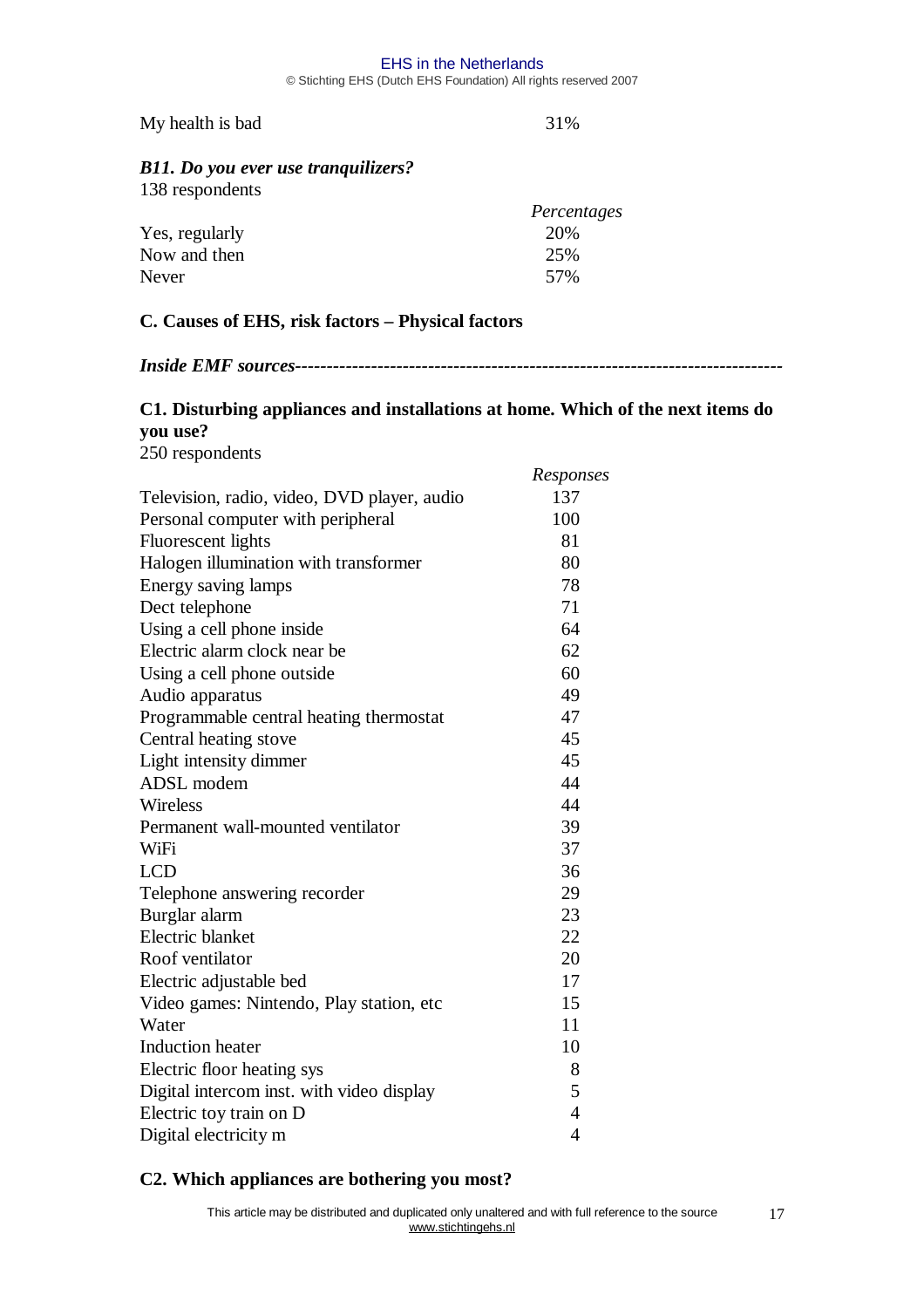| | |
|---|---|
| My health is bad | 31% |

### *B11. Do you ever use tranquilizers?*

138 respondents

| | *Percentages* |
|---|---|
| Yes, regularly | 20% |
| Now and then | 25% |
| Never | 57% |

## C. Causes of EHS, risk factors – Physical factors

***Inside EMF sources----------------------------------------------------------------------------***

### C1. Disturbing appliances and installations at home. Which of the next items do you use?

250 respondents

| | *Responses* |
|---|---|
| Television, radio, video, DVD player, audio | 137 |
| Personal computer with peripheral | 100 |
| Fluorescent lights | 81 |
| Halogen illumination with transformer | 80 |
| Energy saving lamps | 78 |
| Dect telephone | 71 |
| Using a cell phone inside | 64 |
| Electric alarm clock near be | 62 |
| Using a cell phone outside | 60 |
| Audio apparatus | 49 |
| Programmable central heating thermostat | 47 |
| Central heating stove | 45 |
| Light intensity dimmer | 45 |
| ADSL modem | 44 |
| Wireless | 44 |
| Permanent wall-mounted ventilator | 39 |
| WiFi | 37 |
| LCD | 36 |
| Telephone answering recorder | 29 |
| Burglar alarm | 23 |
| Electric blanket | 22 |
| Roof ventilator | 20 |
| Electric adjustable bed | 17 |
| Video games: Nintendo, Play station, etc | 15 |
| Water | 11 |
| Induction heater | 10 |
| Electric floor heating sys | 8 |
| Digital intercom inst. with video display | 5 |
| Electric toy train on D | 4 |
| Digital electricity m | 4 |

### C2. Which appliances are bothering you most?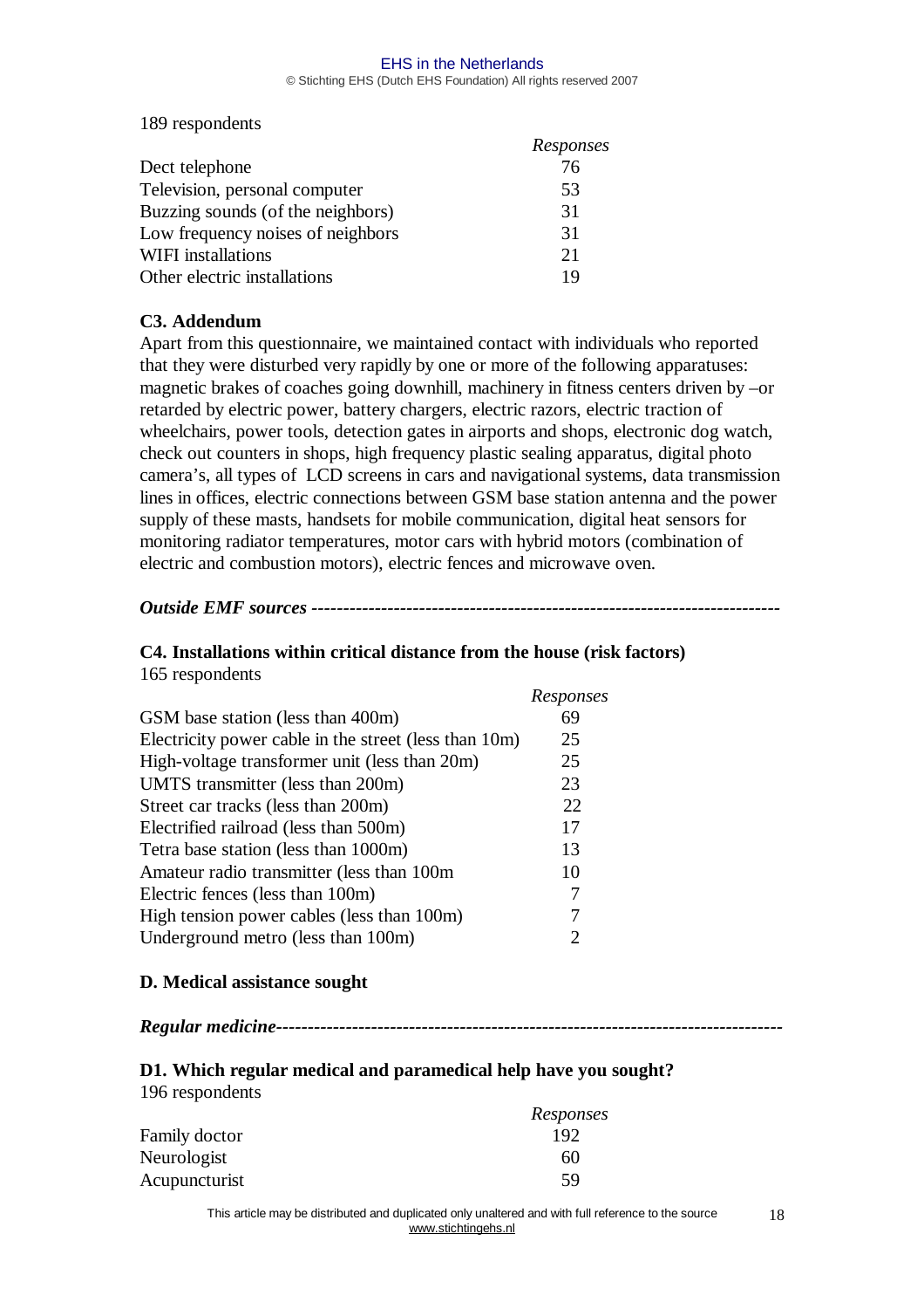189 respondents

| | *Responses* |
|---|---|
| Dect telephone | 76 |
| Television, personal computer | 53 |
| Buzzing sounds (of the neighbors) | 31 |
| Low frequency noises of neighbors | 31 |
| WIFI installations | 21 |
| Other electric installations | 19 |

### C3. Addendum

Apart from this questionnaire, we maintained contact with individuals who reported that they were disturbed very rapidly by one or more of the following apparatuses: magnetic brakes of coaches going downhill, machinery in fitness centers driven by –or retarded by electric power, battery chargers, electric razors, electric traction of wheelchairs, power tools, detection gates in airports and shops, electronic dog watch, check out counters in shops, high frequency plastic sealing apparatus, digital photo camera's, all types of LCD screens in cars and navigational systems, data transmission lines in offices, electric connections between GSM base station antenna and the power supply of these masts, handsets for mobile communication, digital heat sensors for monitoring radiator temperatures, motor cars with hybrid motors (combination of electric and combustion motors), electric fences and microwave oven.

***Outside EMF sources -------------------------------------------------------------------------***

### C4. Installations within critical distance from the house (risk factors)

165 respondents

| | *Responses* |
|---|---|
| GSM base station (less than 400m) | 69 |
| Electricity power cable in the street (less than 10m) | 25 |
| High-voltage transformer unit (less than 20m) | 25 |
| UMTS transmitter (less than 200m) | 23 |
| Street car tracks (less than 200m) | 22 |
| Electrified railroad (less than 500m) | 17 |
| Tetra base station (less than 1000m) | 13 |
| Amateur radio transmitter (less than 100m | 10 |
| Electric fences (less than 100m) | 7 |
| High tension power cables (less than 100m) | 7 |
| Underground metro (less than 100m) | 2 |

## D. Medical assistance sought

***Regular medicine------------------------------------------------------------------------------***

### D1. Which regular medical and paramedical help have you sought?

196 respondents

| | *Responses* |
|---|---|
| Family doctor | 192 |
| Neurologist | 60 |
| Acupuncturist | 59 |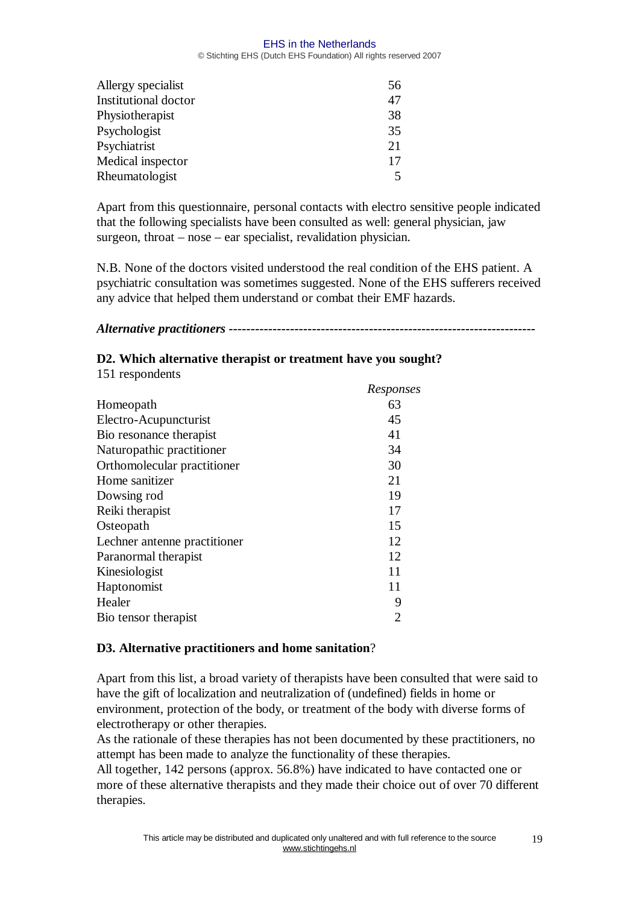| | |
|---|---|
| Allergy specialist | 56 |
| Institutional doctor | 47 |
| Physiotherapist | 38 |
| Psychologist | 35 |
| Psychiatrist | 21 |
| Medical inspector | 17 |
| Rheumatologist | 5 |

Apart from this questionnaire, personal contacts with electro sensitive people indicated that the following specialists have been consulted as well: general physician, jaw surgeon, throat – nose – ear specialist, revalidation physician.

N.B. None of the doctors visited understood the real condition of the EHS patient. A psychiatric consultation was sometimes suggested. None of the EHS sufferers received any advice that helped them understand or combat their EMF hazards.

***Alternative practitioners*** ---------------------------------------------------------------------

**D2. Which alternative therapist or treatment have you sought?**

151 respondents

| | *Responses* |
|---|---|
| Homeopath | 63 |
| Electro-Acupuncturist | 45 |
| Bio resonance therapist | 41 |
| Naturopathic practitioner | 34 |
| Orthomolecular practitioner | 30 |
| Home sanitizer | 21 |
| Dowsing rod | 19 |
| Reiki therapist | 17 |
| Osteopath | 15 |
| Lechner antenne practitioner | 12 |
| Paranormal therapist | 12 |
| Kinesiologist | 11 |
| Haptonomist | 11 |
| Healer | 9 |
| Bio tensor therapist | 2 |

**D3. Alternative practitioners and home sanitation**?

Apart from this list, a broad variety of therapists have been consulted that were said to have the gift of localization and neutralization of (undefined) fields in home or environment, protection of the body, or treatment of the body with diverse forms of electrotherapy or other therapies.
As the rationale of these therapies has not been documented by these practitioners, no attempt has been made to analyze the functionality of these therapies.
All together, 142 persons (approx. 56.8%) have indicated to have contacted one or more of these alternative therapists and they made their choice out of over 70 different therapies.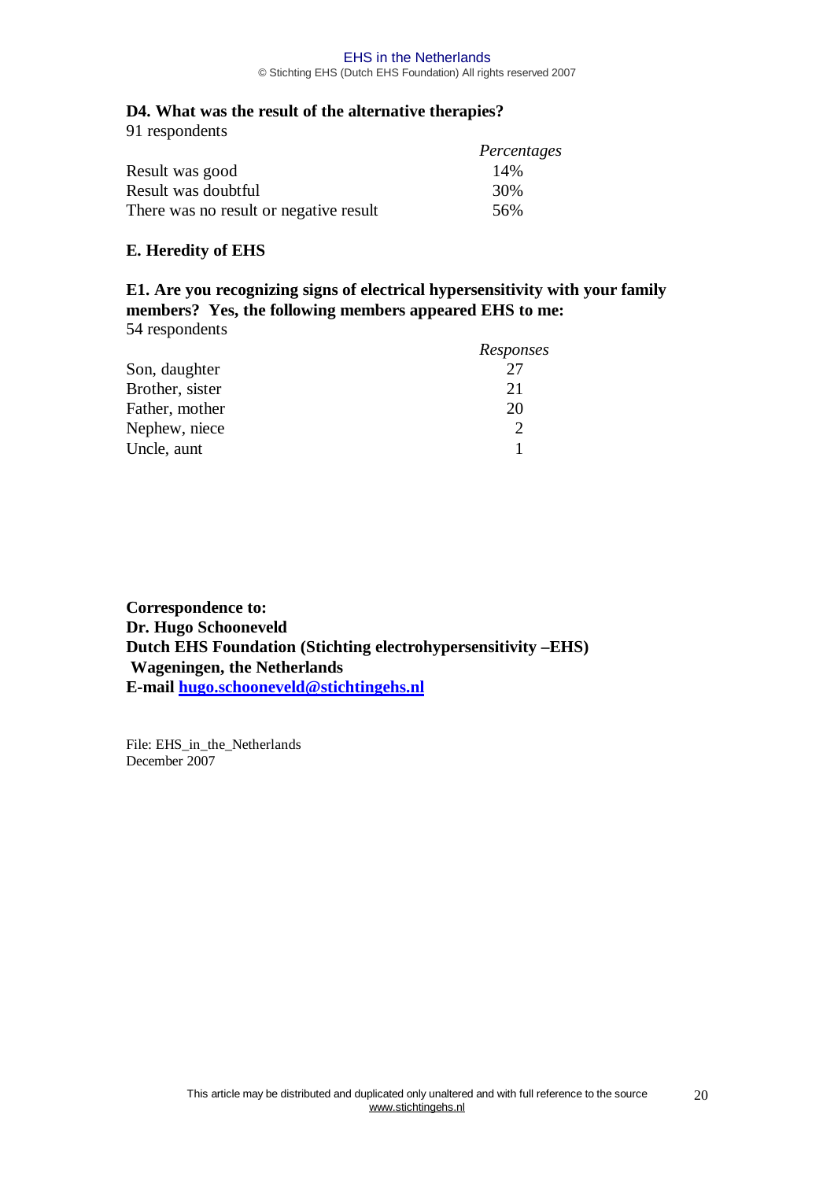### D4. What was the result of the alternative therapies?

91 respondents

| | *Percentages* |
|---|---|
| Result was good | 14% |
| Result was doubtful | 30% |
| There was no result or negative result | 56% |

## E. Heredity of EHS

### E1. Are you recognizing signs of electrical hypersensitivity with your family members? Yes, the following members appeared EHS to me:

54 respondents

| | *Responses* |
|---|---|
| Son, daughter | 27 |
| Brother, sister | 21 |
| Father, mother | 20 |
| Nephew, niece | 2 |
| Uncle, aunt | 1 |

**Correspondence to:**
**Dr. Hugo Schooneveld**
**Dutch EHS Foundation (Stichting electrohypersensitivity –EHS)**
**Wageningen, the Netherlands**
**E-mail hugo.schooneveld@stichtingehs.nl**

File: EHS_in_the_Netherlands
December 2007